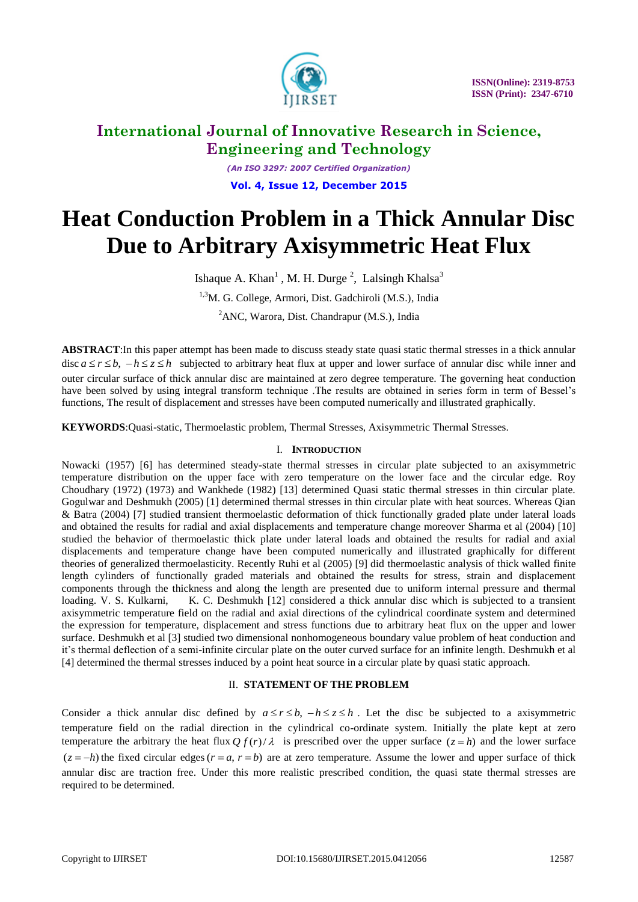# Heat Conduction Problem in a Thick Annular Disc Due to Arbitrary Axisymmetric Heat Flux

Ishaque A. Khan[1] , M. H. Durge [2], Lalsingh Khalsa[3]

[1,3]M. G. College, Armori, Dist. Gadchiroli (M.S.), India

[2]ANC, Warora, Dist. Chandrapur (M.S.), India

**ABSTRACT**:In this paper attempt has been made to discuss steady state quasi static thermal stresses in a thick annular disc $a \le r \le b,\ -h \le z \le h$ subjected to arbitrary heat flux at upper and lower surface of annular disc while inner and outer circular surface of thick annular disc are maintained at zero degree temperature. The governing heat conduction have been solved by using integral transform technique .The results are obtained in series form in term of Bessel's functions, The result of displacement and stresses have been computed numerically and illustrated graphically.

**KEYWORDS**:Quasi-static, Thermoelastic problem, Thermal Stresses, Axisymmetric Thermal Stresses.

## I. INTRODUCTION

Nowacki (1957) [6] has determined steady-state thermal stresses in circular plate subjected to an axisymmetric temperature distribution on the upper face with zero temperature on the lower face and the circular edge. Roy Choudhary (1972) (1973) and Wankhede (1982) [13] determined Quasi static thermal stresses in thin circular plate. Gogulwar and Deshmukh (2005) [1] determined thermal stresses in thin circular plate with heat sources. Whereas Qian & Batra (2004) [7] studied transient thermoelastic deformation of thick functionally graded plate under lateral loads and obtained the results for radial and axial displacements and temperature change moreover Sharma et al (2004) [10] studied the behavior of thermoelastic thick plate under lateral loads and obtained the results for radial and axial displacements and temperature change have been computed numerically and illustrated graphically for different theories of generalized thermoelasticity. Recently Ruhi et al (2005) [9] did thermoelastic analysis of thick walled finite length cylinders of functionally graded materials and obtained the results for stress, strain and displacement components through the thickness and along the length are presented due to uniform internal pressure and thermal loading. V. S. Kulkarni, K. C. Deshmukh [12] considered a thick annular disc which is subjected to a transient axisymmetric temperature field on the radial and axial directions of the cylindrical coordinate system and determined the expression for temperature, displacement and stress functions due to arbitrary heat flux on the upper and lower surface. Deshmukh et al [3] studied two dimensional nonhomogeneous boundary value problem of heat conduction and it's thermal deflection of a semi-infinite circular plate on the outer curved surface for an infinite length. Deshmukh et al [4] determined the thermal stresses induced by a point heat source in a circular plate by quasi static approach.

## II. STATEMENT OF THE PROBLEM

Consider a thick annular disc defined by $a \le r \le b,\ -h \le z \le h$ . Let the disc be subjected to a axisymmetric temperature field on the radial direction in the cylindrical co-ordinate system. Initially the plate kept at zero temperature the arbitrary the heat flux $Q\, f(r)/\lambda$ is prescribed over the upper surface $(z = h)$ and the lower surface $(z = -h)$ the fixed circular edges $(r = a,\ r = b)$ are at zero temperature. Assume the lower and upper surface of thick annular disc are traction free. Under this more realistic prescribed condition, the quasi state thermal stresses are required to be determined.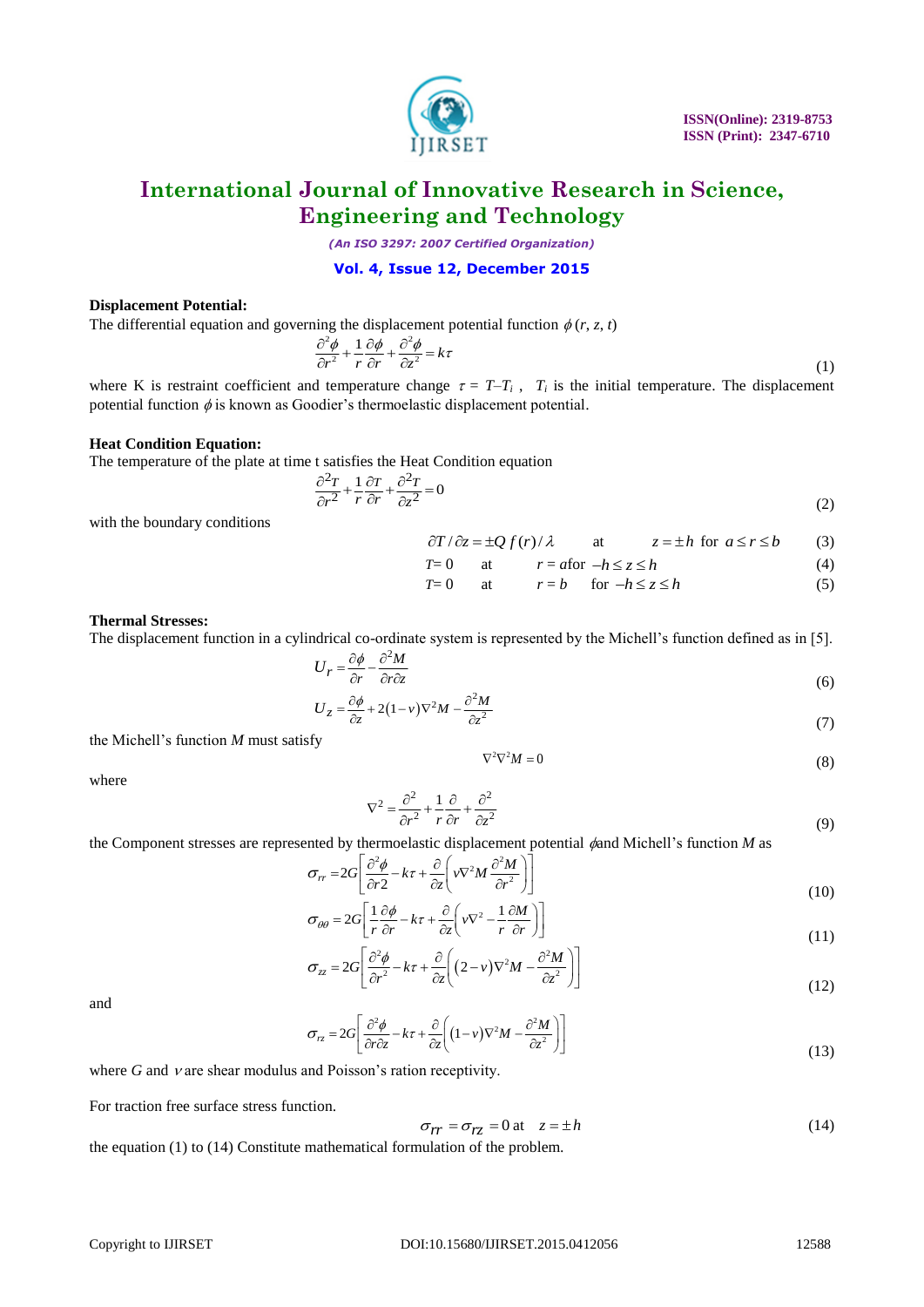**Displacement Potential:**

The differential equation and governing the displacement potential function $\phi(r, z, t)$

$$\frac{\partial^2 \phi}{\partial r^2}+\frac{1}{r}\frac{\partial \phi}{\partial r}+\frac{\partial^2 \phi}{\partial z^2}=k\tau \tag{1}$$

where K is restraint coefficient and temperature change $\tau = T{-}T_i$ , $T_i$ is the initial temperature. The displacement potential function $\phi$ is known as Goodier's thermoelastic displacement potential.

**Heat Condition Equation:**

The temperature of the plate at time t satisfies the Heat Condition equation

$$\frac{\partial^2 T}{\partial r^2}+\frac{1}{r}\frac{\partial T}{\partial r}+\frac{\partial^2 T}{\partial z^2}=0 \tag{2}$$

with the boundary conditions

$$\partial T / \partial z = \pm Q\, f(r) / \lambda \quad \text{at} \quad z=\pm h \ \text{ for } \ a \le r \le b \tag{3}$$

$$T=0 \quad \text{at} \quad r=a \text{ for } -h \le z \le h \tag{4}$$

$$T=0 \quad \text{at} \quad r=b \quad \text{for } -h \le z \le h \tag{5}$$

**Thermal Stresses:**

The displacement function in a cylindrical co-ordinate system is represented by the Michell's function defined as in [5].

$$U_r=\frac{\partial \phi}{\partial r}-\frac{\partial^2 M}{\partial r \partial z} \tag{6}$$

$$U_z=\frac{\partial \phi}{\partial z}+2(1-v)\nabla^2 M-\frac{\partial^2 M}{\partial z^2} \tag{7}$$

the Michell's function $M$ must satisfy

$$\nabla^2 \nabla^2 M=0 \tag{8}$$

where

$$\nabla^2=\frac{\partial^2}{\partial r^2}+\frac{1}{r}\frac{\partial}{\partial r}+\frac{\partial^2}{\partial z^2} \tag{9}$$

the Component stresses are represented by thermoelastic displacement potential $\phi$ and Michell's function $M$ as

$$\sigma_{rr}=2G\left[\frac{\partial^2 \phi}{\partial r2}-k\tau+\frac{\partial}{\partial z}\left(v\nabla^2 M\frac{\partial^2 M}{\partial r^2}\right)\right] \tag{10}$$

$$\sigma_{\theta\theta}=2G\left[\frac{1}{r}\frac{\partial \phi}{\partial r}-k\tau+\frac{\partial}{\partial z}\left(v\nabla^2-\frac{1}{r}\frac{\partial M}{\partial r}\right)\right] \tag{11}$$

$$\sigma_{zz}=2G\left[\frac{\partial^2 \phi}{\partial r^2}-k\tau+\frac{\partial}{\partial z}\left((2-v)\nabla^2 M-\frac{\partial^2 M}{\partial z^2}\right)\right] \tag{12}$$

and

$$\sigma_{rz}=2G\left[\frac{\partial^2 \phi}{\partial r \partial z}-k\tau+\frac{\partial}{\partial z}\left((1-v)\nabla^2 M-\frac{\partial^2 M}{\partial z^2}\right)\right] \tag{13}$$

where $G$ and $v$ are shear modulus and Poisson's ration receptivity.

For traction free surface stress function.

$$\sigma_{rr}=\sigma_{rz}=0 \text{ at } \quad z=\pm h \tag{14}$$

the equation (1) to (14) Constitute mathematical formulation of the problem.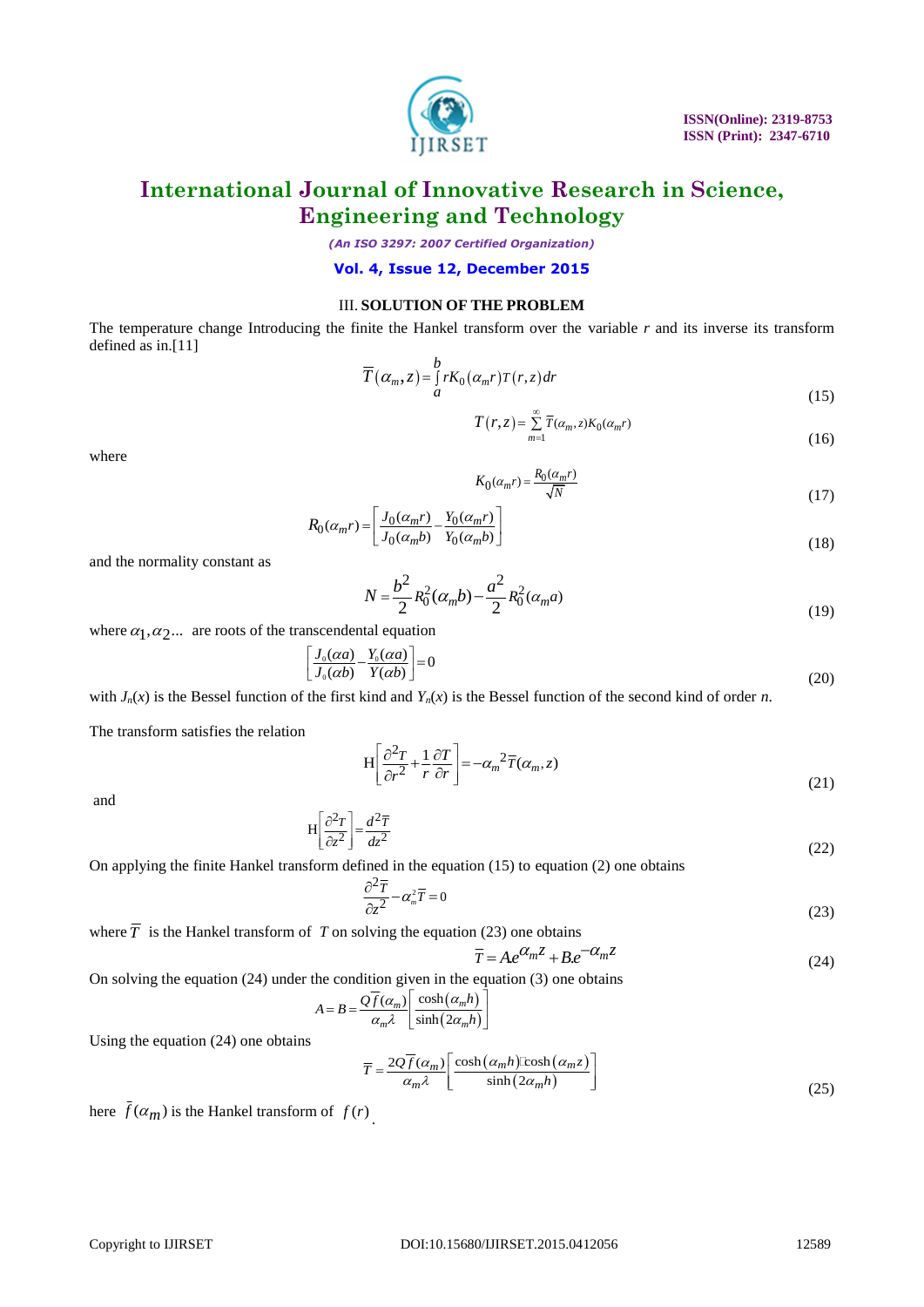### III. SOLUTION OF THE PROBLEM

The temperature change Introducing the finite the Hankel transform over the variable $r$ and its inverse its transform defined as in.[11]

$$\overline{T}(\alpha_m, z) = \int_a^b rK_0(\alpha_m r)T(r,z)\,dr \tag{15}$$

$$T(r,z) = \sum_{m=1}^{\infty} \overline{T}(\alpha_m, z)K_0(\alpha_m r) \tag{16}$$

where

$$K_0(\alpha_m r) = \frac{R_0(\alpha_m r)}{\sqrt{N}} \tag{17}$$

$$R_0(\alpha_m r) = \left[\frac{J_0(\alpha_m r)}{J_0(\alpha_m b)} - \frac{Y_0(\alpha_m r)}{Y_0(\alpha_m b)}\right] \tag{18}$$

and the normality constant as

$$N = \frac{b^2}{2}R_0^2(\alpha_m b) - \frac{a^2}{2}R_0^2(\alpha_m a) \tag{19}$$

where $\alpha_1, \alpha_2 ...$ are roots of the transcendental equation

$$\left[\frac{J_0(\alpha a)}{J_0(\alpha b)} - \frac{Y_0(\alpha a)}{Y(\alpha b)}\right] = 0 \tag{20}$$

with $J_n(x)$ is the Bessel function of the first kind and $Y_n(x)$ is the Bessel function of the second kind of order $n$.

The transform satisfies the relation

$$\mathrm{H}\left[\frac{\partial^2 T}{\partial r^2} + \frac{1}{r}\frac{\partial T}{\partial r}\right] = -\alpha_m{}^2\overline{T}(\alpha_m, z) \tag{21}$$

and

$$\mathrm{H}\left[\frac{\partial^2 T}{\partial z^2}\right] = \frac{d^2\overline{T}}{dz^2} \tag{22}$$

On applying the finite Hankel transform defined in the equation (15) to equation (2) one obtains

$$\frac{\partial^2 \overline{T}}{\partial z^2} - \alpha_m^2 \overline{T} = 0 \tag{23}$$

where $\overline{T}$ is the Hankel transform of $T$ on solving the equation (23) one obtains

$$\overline{T} = Ae^{\alpha_m z} + B.e^{-\alpha_m z} \tag{24}$$

On solving the equation (24) under the condition given in the equation (3) one obtains

$$A = B = \frac{Q\overline{f}(\alpha_m)}{\alpha_m \lambda}\left[\frac{\cosh(\alpha_m h)}{\sinh(2\alpha_m h)}\right]$$

Using the equation (24) one obtains

$$\overline{T} = \frac{2Q\overline{f}(\alpha_m)}{\alpha_m \lambda}\left[\frac{\cosh(\alpha_m h)\cosh(\alpha_m z)}{\sinh(2\alpha_m h)}\right] \tag{25}$$

here $\bar{f}(\alpha_m)$ is the Hankel transform of $f(r)$.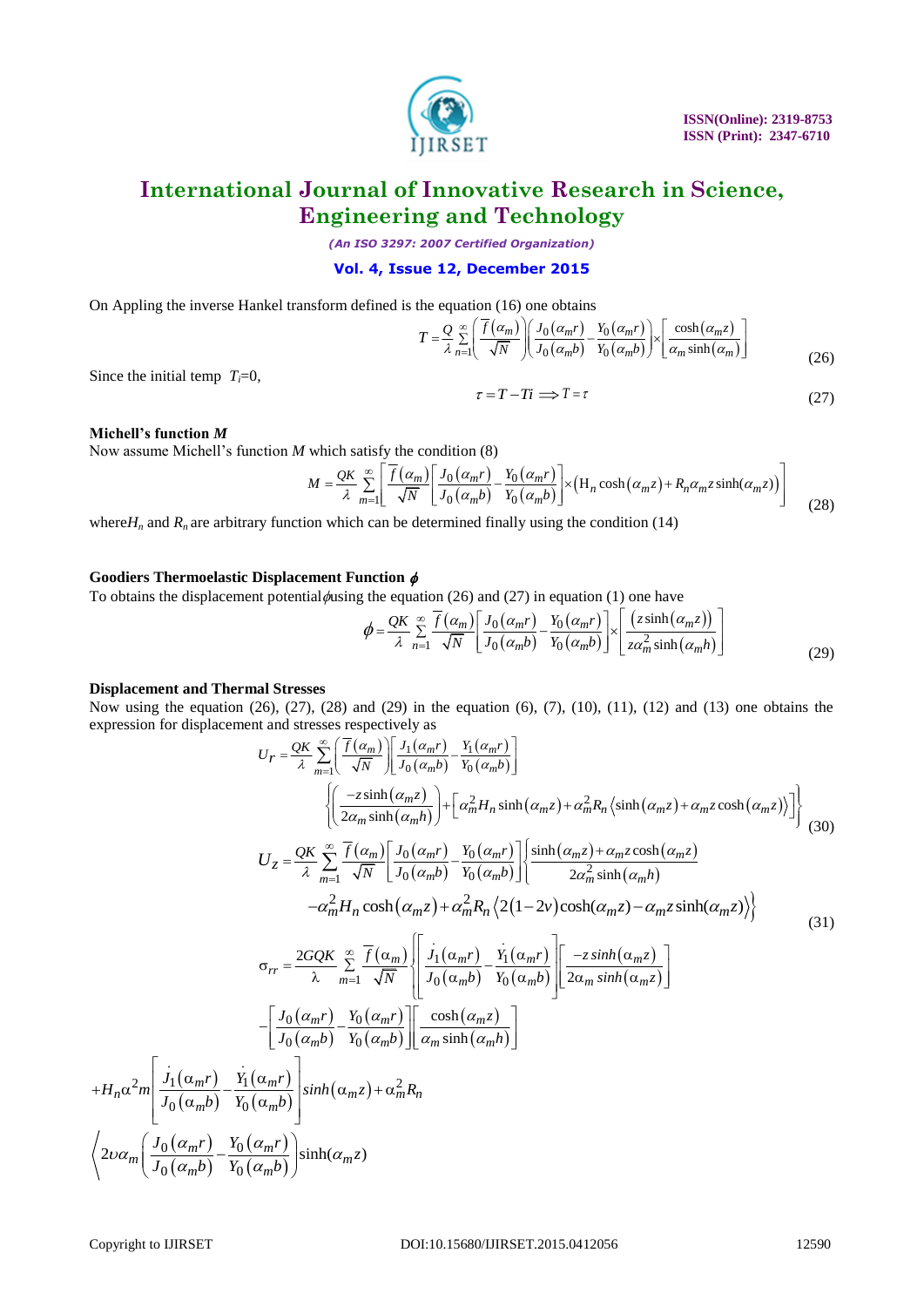On Appling the inverse Hankel transform defined is the equation (16) one obtains

$$T = \frac{Q}{\lambda} \sum_{n=1}^{\infty} \left( \frac{\overline{f}(\alpha_m)}{\sqrt{N}} \right) \left( \frac{J_0(\alpha_m r)}{J_0(\alpha_m b)} - \frac{Y_0(\alpha_m r)}{Y_0(\alpha_m b)} \right) \times \left[ \frac{\cosh(\alpha_m z)}{\alpha_m \sinh(\alpha_m)} \right] \tag{26}$$

Since the initial temp $T_i$=0,

$$\tau = T - Ti \Longrightarrow T = \tau \tag{27}$$

**Michell's function *M***

Now assume Michell's function $M$ which satisfy the condition (8)

$$M = \frac{QK}{\lambda} \sum_{m=1}^{\infty} \left[ \frac{\overline{f}(\alpha_m)}{\sqrt{N}} \left[ \frac{J_0(\alpha_m r)}{J_0(\alpha_m b)} - \frac{Y_0(\alpha_m r)}{Y_0(\alpha_m b)} \right] \times \left( H_n \cosh(\alpha_m z) + R_n \alpha_m z \sinh(\alpha_m z) \right) \right] \tag{28}$$

where $H_n$ and $R_n$ are arbitrary function which can be determined finally using the condition (14)

**Goodiers Thermoelastic Displacement Function $\phi$**

To obtains the displacement potential $\phi$ using the equation (26) and (27) in equation (1) one have

$$\phi = \frac{QK}{\lambda} \sum_{n=1}^{\infty} \frac{\overline{f}(\alpha_m)}{\sqrt{N}} \left[ \frac{J_0(\alpha_m r)}{J_0(\alpha_m b)} - \frac{Y_0(\alpha_m r)}{Y_0(\alpha_m b)} \right] \times \left[ \frac{(z \sinh(\alpha_m z))}{z \alpha_m^2 \sinh(\alpha_m h)} \right] \tag{29}$$

**Displacement and Thermal Stresses**

Now using the equation (26), (27), (28) and (29) in the equation (6), (7), (10), (11), (12) and (13) one obtains the expression for displacement and stresses respectively as

$$U_r = \frac{QK}{\lambda} \sum_{m=1}^{\infty} \left( \frac{\overline{f}(\alpha_m)}{\sqrt{N}} \right) \left[ \frac{J_1(\alpha_m r)}{J_0(\alpha_m b)} - \frac{Y_1(\alpha_m r)}{Y_0(\alpha_m b)} \right] \left\{ \left( \frac{-z \sinh(\alpha_m z)}{2\alpha_m \sinh(\alpha_m h)} \right) + \left[ \alpha_m^2 H_n \sinh(\alpha_m z) + \alpha_m^2 R_n \langle \sinh(\alpha_m z) + \alpha_m z \cosh(\alpha_m z) \rangle \right] \right\} \tag{30}$$

$$U_z = \frac{QK}{\lambda} \sum_{m=1}^{\infty} \frac{\overline{f}(\alpha_m)}{\sqrt{N}} \left[ \frac{J_0(\alpha_m r)}{J_0(\alpha_m b)} - \frac{Y_0(\alpha_m r)}{Y_0(\alpha_m b)} \right] \left\{ \frac{\sinh(\alpha_m z) + \alpha_m z \cosh(\alpha_m z)}{2\alpha_m^2 \sinh(\alpha_m h)} - \alpha_m^2 H_n \cosh(\alpha_m z) + \alpha_m^2 R_n \langle 2(1-2v)\cosh(\alpha_m z) - \alpha_m z \sinh(\alpha_m z) \rangle \right\} \tag{31}$$

$$\sigma_{rr} = \frac{2GQK}{\lambda} \sum_{m=1}^{\infty} \frac{\overline{f}(\alpha_m)}{\sqrt{N}} \left\{ \left[ \frac{\dot{J}_1(\alpha_m r)}{J_0(\alpha_m b)} - \frac{\dot{Y}_1(\alpha_m r)}{Y_0(\alpha_m b)} \right] \left[ \frac{-z \sinh(\alpha_m z)}{2\alpha_m \sinh(\alpha_m z)} \right] - \left[ \frac{J_0(\alpha_m r)}{J_0(\alpha_m b)} - \frac{Y_0(\alpha_m r)}{Y_0(\alpha_m b)} \right] \left[ \frac{\cosh(\alpha_m z)}{\alpha_m \sinh(\alpha_m h)} \right] \right.$$

$$+ H_n \alpha^2 m \left[ \frac{\dot{J}_1(\alpha_m r)}{J_0(\alpha_m b)} - \frac{\dot{Y}_1(\alpha_m r)}{Y_0(\alpha_m b)} \right] \sinh(\alpha_m z) + \alpha_m^2 R_n$$

$$\left\langle 2\upsilon \alpha_m \left( \frac{J_0(\alpha_m r)}{J_0(\alpha_m b)} - \frac{Y_0(\alpha_m r)}{Y_0(\alpha_m b)} \right) \sinh(\alpha_m z) \right.$$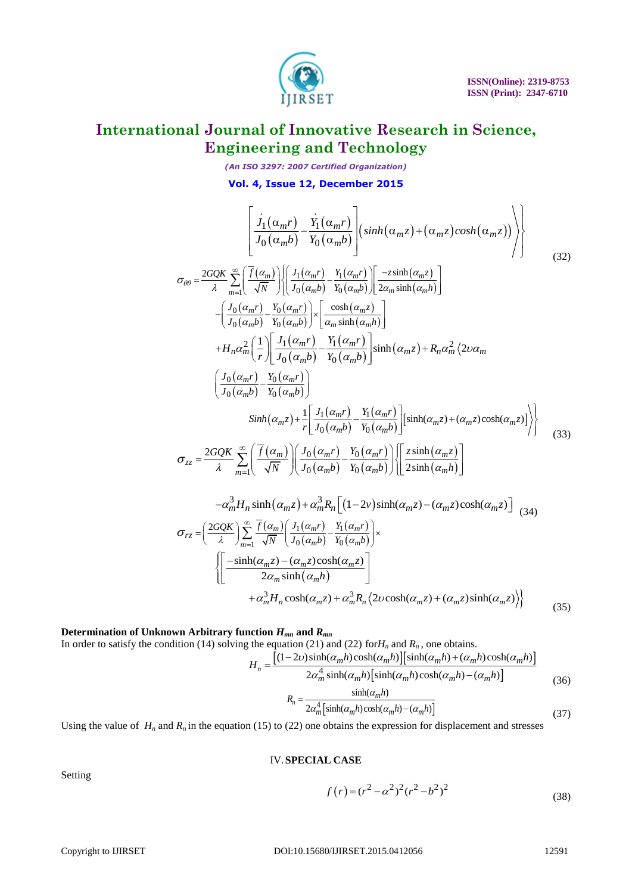$$\left[\frac{\dot{J}_1(\alpha_m r)}{J_0(\alpha_m b)} - \frac{\dot{Y}_1(\alpha_m r)}{Y_0(\alpha_m b)}\right]\left(sinh(\alpha_m z) + (\alpha_m z)cosh(\alpha_m z)\right)\Bigg\rangle\Bigg\} \tag{32}$$

$$\sigma_{\theta\theta} = \frac{2GQK}{\lambda}\sum_{m=1}^{\infty}\left(\frac{\overline{f}(\alpha_m)}{\sqrt{N}}\right)\Bigg\{\left(\frac{J_1(\alpha_m r)}{J_0(\alpha_m b)} - \frac{Y_1(\alpha_m r)}{Y_0(\alpha_m b)}\right)\left[\frac{-z\sinh(\alpha_m z)}{2\alpha_m \sinh(\alpha_m h)}\right]$$
$$-\left(\frac{J_0(\alpha_m r)}{J_0(\alpha_m b)} - \frac{Y_0(\alpha_m r)}{Y_0(\alpha_m b)}\right)\times\left[\frac{\cosh(\alpha_m z)}{\alpha_m \sinh(\alpha_m h)}\right]$$
$$+H_n\alpha_m^2\left(\frac{1}{r}\right)\left[\frac{J_1(\alpha_m r)}{J_0(\alpha_m b)} - \frac{Y_1(\alpha_m r)}{Y_0(\alpha_m b)}\right]\sinh(\alpha_m z) + R_n\alpha_m^2\Big\langle 2\upsilon\alpha_m$$
$$\left(\frac{J_0(\alpha_m r)}{J_0(\alpha_m b)} - \frac{Y_0(\alpha_m r)}{Y_0(\alpha_m b)}\right)$$
$$Sinh(\alpha_m z) + \frac{1}{r}\left[\frac{J_1(\alpha_m r)}{J_0(\alpha_m b)} - \frac{Y_1(\alpha_m r)}{Y_0(\alpha_m b)}\right]\left[\sinh(\alpha_m z) + (\alpha_m z)\cosh(\alpha_m z)\right]\Big\rangle\Bigg\} \tag{33}$$

$$\sigma_{zz} = \frac{2GQK}{\lambda}\sum_{m=1}^{\infty}\left(\frac{\overline{f}(\alpha_m)}{\sqrt{N}}\right)\left(\frac{J_0(\alpha_m r)}{J_0(\alpha_m b)} - \frac{Y_0(\alpha_m r)}{Y_0(\alpha_m b)}\right)\Bigg\{\left[\frac{z\sinh(\alpha_m z)}{2\sinh(\alpha_m h)}\right]$$
$$-\alpha_m^3 H_n \sinh(\alpha_m z) + \alpha_m^3 R_n\left[(1-2v)\sinh(\alpha_m z) - (\alpha_m z)\cosh(\alpha_m z)\right] \tag{34}$$

$$\sigma_{rz} = \left(\frac{2GQK}{\lambda}\right)\sum_{m=1}^{\infty}\frac{\overline{f}(\alpha_m)}{\sqrt{N}}\left(\frac{J_1(\alpha_m r)}{J_0(\alpha_m b)} - \frac{Y_1(\alpha_m r)}{Y_0(\alpha_m b)}\right)\times$$
$$\Bigg\{\left[\frac{-\sinh(\alpha_m z) - (\alpha_m z)\cosh(\alpha_m z)}{2\alpha_m \sinh(\alpha_m h)}\right]$$
$$+\alpha_m^3 H_n \cosh(\alpha_m z) + \alpha_m^3 R_n\left\langle 2\upsilon\cosh(\alpha_m z) + (\alpha_m z)\sinh(\alpha_m z)\right\rangle\Bigg\} \tag{35}$$

**Determination of Unknown Arbitrary function $H_{mn}$ and $R_{mn}$**

In order to satisfy the condition (14) solving the equation (21) and (22) for $H_n$ and $R_n$, one obtains.

$$H_n = \frac{\left[(1-2\upsilon)\sinh(\alpha_m h)\cosh(\alpha_m h)\right]\left[\sinh(\alpha_m h) + (\alpha_m h)\cosh(\alpha_m h)\right]}{2\alpha_m^4 \sinh(\alpha_m h)\left[\sinh(\alpha_m h)\cosh(\alpha_m h) - (\alpha_m h)\right]} \tag{36}$$

$$R_n = \frac{\sinh(\alpha_m h)}{2\alpha_m^4\left[\sinh(\alpha_m h)\cosh(\alpha_m h) - (\alpha_m h)\right]} \tag{37}$$

Using the value of $H_n$ and $R_n$ in the equation (15) to (22) one obtains the expression for displacement and stresses

## IV. SPECIAL CASE

Setting

$$f(r) = (r^2 - \alpha^2)^2(r^2 - b^2)^2 \tag{38}$$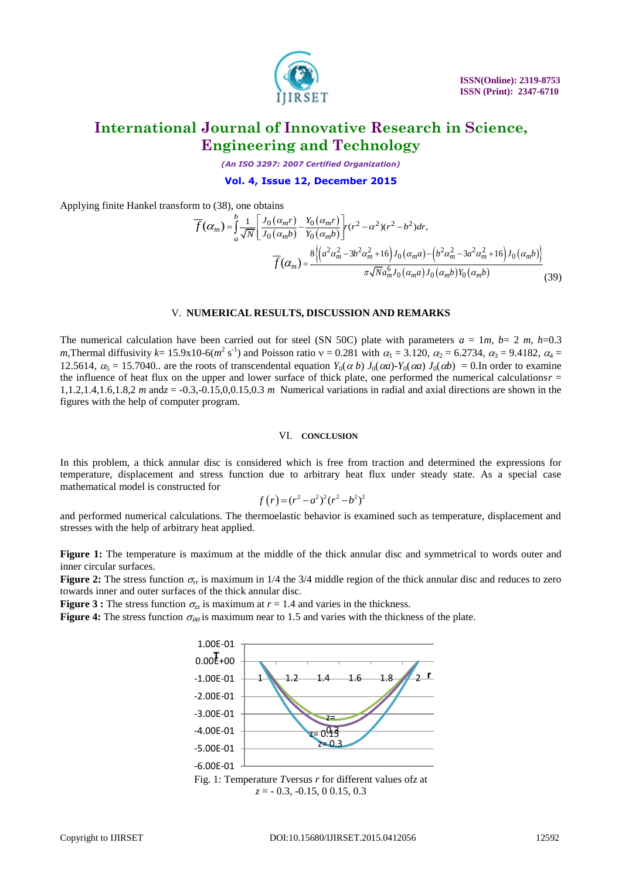Applying finite Hankel transform to (38), one obtains

$$\overline{f}(\alpha_m) = \int_a^b \frac{1}{\sqrt{N}} \left[ \frac{J_0(\alpha_m r)}{J_0(\alpha_m b)} - \frac{Y_0(\alpha_m r)}{Y_0(\alpha_m b)} \right] r(r^2 - \alpha^2)(r^2 - b^2) dr,$$

$$\overline{f}(\alpha_m) = \frac{8\left\{\left(a^2\alpha_m^2 - 3b^2\alpha_m^2 + 16\right) J_0(\alpha_m a) - \left(b^2\alpha_m^2 - 3a^2\alpha_m^2 + 16\right) J_0(\alpha_m b)\right\}}{\pi\sqrt{N}\alpha_m^6 J_0(\alpha_m a) J_0(\alpha_m b) Y_0(\alpha_m b)} \tag{39}$$

## V. NUMERICAL RESULTS, DISCUSSION AND REMARKS

The numerical calculation have been carried out for steel (SN 50C) plate with parameters $a$ = 1$m$, $b$= 2 $m$, $h$=0.3 $m$,Thermal diffusivity $k$= 15.9x10-6($m^2$ $s^{-1}$) and Poisson ratio ν = 0.281 with $\alpha_1$ = 3.120, $\alpha_2$ = 6.2734, $\alpha_3$ = 9.4182, $\alpha_4$ = 12.5614, $\alpha_5$ = 15.7040.. are the roots of transcendental equation $Y_0(\alpha\, b)\, J_0(\alpha a)$-$Y_0(\alpha a)\, J_0(\alpha b)$ = 0.In order to examine the influence of heat flux on the upper and lower surface of thick plate, one performed the numerical calculations$r$ = 1,1.2,1.4,1.6,1.8,2 $m$ and$z$ = -0.3,-0.15,0,0.15,0.3 $m$ Numerical variations in radial and axial directions are shown in the figures with the help of computer program.

## VI. CONCLUSION

In this problem, a thick annular disc is considered which is free from traction and determined the expressions for temperature, displacement and stress function due to arbitrary heat flux under steady state. As a special case mathematical model is constructed for

$$f(r) = (r^2 - a^2)^2 (r^2 - b^2)^2$$

and performed numerical calculations. The thermoelastic behavior is examined such as temperature, displacement and stresses with the help of arbitrary heat applied.

**Figure 1:** The temperature is maximum at the middle of the thick annular disc and symmetrical to words outer and inner circular surfaces.

**Figure 2:** The stress function $\sigma_{rr}$ is maximum in 1/4 the 3/4 middle region of the thick annular disc and reduces to zero towards inner and outer surfaces of the thick annular disc.

**Figure 3 :** The stress function $\sigma_{zz}$ is maximum at $r$ = 1.4 and varies in the thickness.

**Figure 4:** The stress function $\sigma_{\theta\theta}$ is maximum near to 1.5 and varies with the thickness of the plate.

Fig. 1: Temperature $T$versus $r$ for different values of$z$ at $z$ = - 0.3, -0.15, 0 0.15, 0.3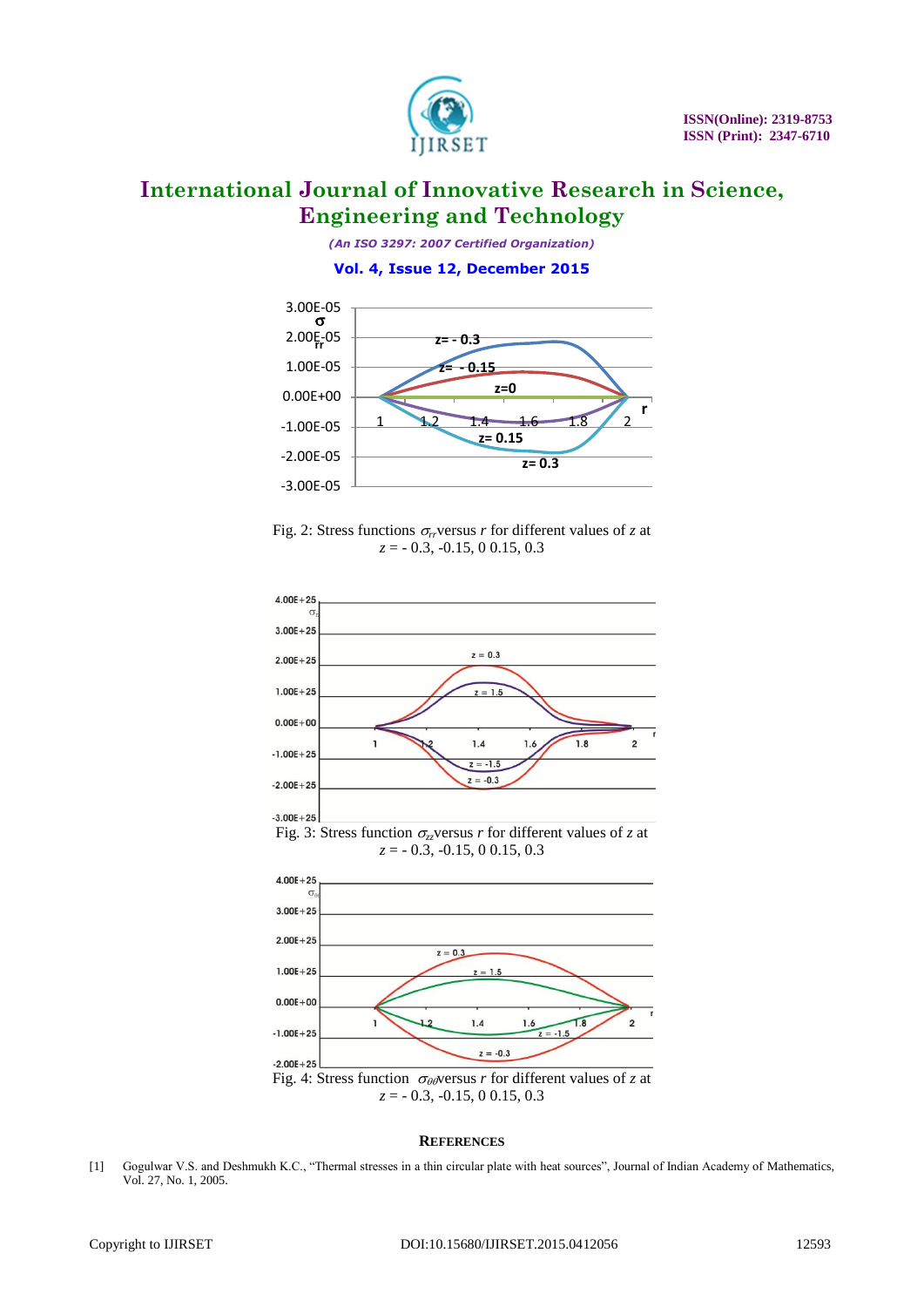Fig. 2: Stress functions $\sigma_{rr}$ versus $r$ for different values of $z$ at $z$ = - 0.3, -0.15, 0 0.15, 0.3

Fig. 3: Stress function $\sigma_{zz}$ versus $r$ for different values of $z$ at $z$ = - 0.3, -0.15, 0 0.15, 0.3

Fig. 4: Stress function $\sigma_{\theta\theta}$ versus $r$ for different values of $z$ at $z$ = - 0.3, -0.15, 0 0.15, 0.3

## REFERENCES

[1] Gogulwar V.S. and Deshmukh K.C., "Thermal stresses in a thin circular plate with heat sources", Journal of Indian Academy of Mathematics, Vol. 27, No. 1, 2005.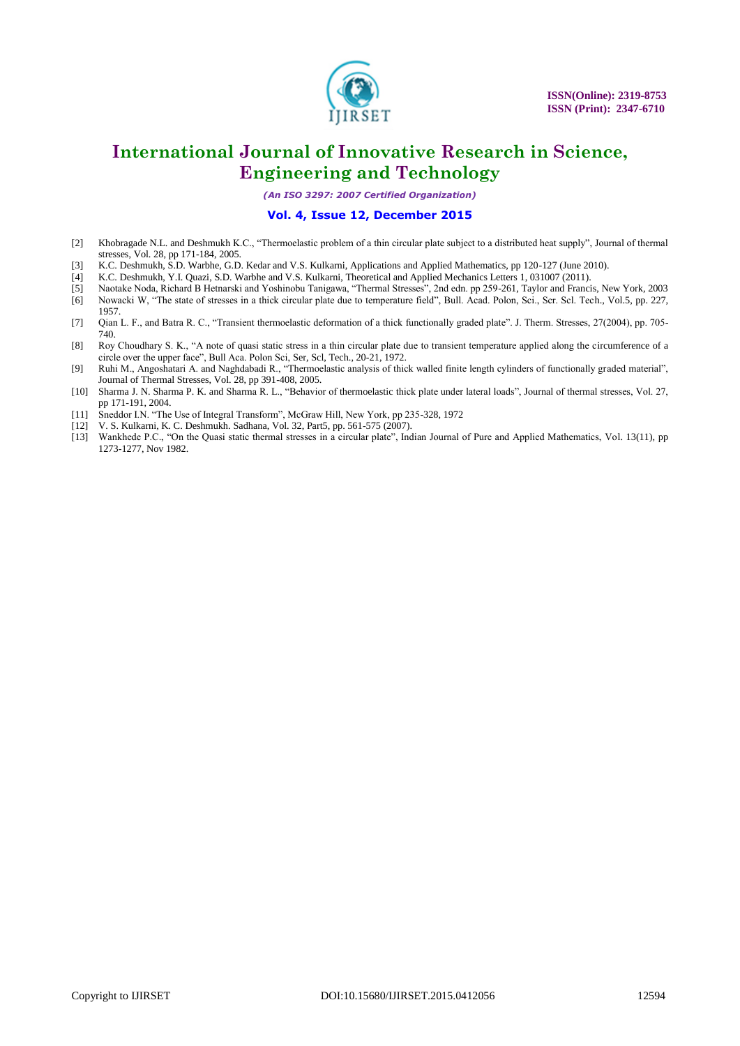[2] Khobragade N.L. and Deshmukh K.C., "Thermoelastic problem of a thin circular plate subject to a distributed heat supply", Journal of thermal stresses, Vol. 28, pp 171-184, 2005.

[3] K.C. Deshmukh, S.D. Warbhe, G.D. Kedar and V.S. Kulkarni, Applications and Applied Mathematics, pp 120-127 (June 2010).

[4] K.C. Deshmukh, Y.I. Quazi, S.D. Warbhe and V.S. Kulkarni, Theoretical and Applied Mechanics Letters 1, 031007 (2011).

[5] Naotake Noda, Richard B Hetnarski and Yoshinobu Tanigawa, "Thermal Stresses", 2nd edn. pp 259-261, Taylor and Francis, New York, 2003

[6] Nowacki W, "The state of stresses in a thick circular plate due to temperature field", Bull. Acad. Polon, Sci., Scr. Scl. Tech., Vol.5, pp. 227, 1957.

[7] Qian L. F., and Batra R. C., "Transient thermoelastic deformation of a thick functionally graded plate". J. Therm. Stresses, 27(2004), pp. 705-740.

[8] Roy Choudhary S. K., "A note of quasi static stress in a thin circular plate due to transient temperature applied along the circumference of a circle over the upper face", Bull Aca. Polon Sci, Ser, Scl, Tech., 20-21, 1972.

[9] Ruhi M., Angoshatari A. and Naghdabadi R., "Thermoelastic analysis of thick walled finite length cylinders of functionally graded material", Journal of Thermal Stresses, Vol. 28, pp 391-408, 2005.

[10] Sharma J. N. Sharma P. K. and Sharma R. L., "Behavior of thermoelastic thick plate under lateral loads", Journal of thermal stresses, Vol. 27, pp 171-191, 2004.

[11] Sneddor I.N. "The Use of Integral Transform", McGraw Hill, New York, pp 235-328, 1972

[12] V. S. Kulkarni, K. C. Deshmukh. Sadhana, Vol. 32, Part5, pp. 561-575 (2007).

[13] Wankhede P.C., "On the Quasi static thermal stresses in a circular plate", Indian Journal of Pure and Applied Mathematics, Vol. 13(11), pp 1273-1277, Nov 1982.